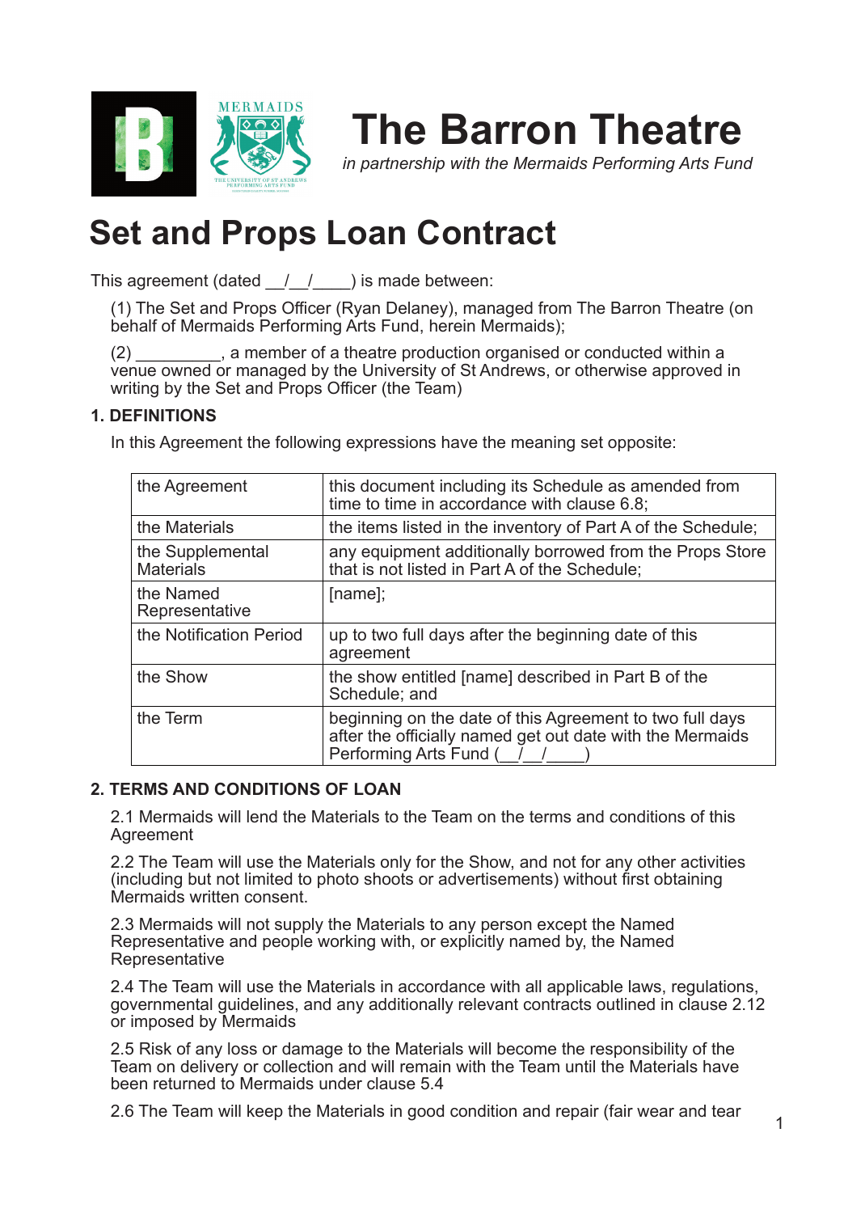# The Barron Theatre

*in partnership with the Mermaids Performing Arts Fund*

# Set and Props Loan Contract

This agreement (dated __/__/____) is made between:

(1) The Set and Props Officer (Ryan Delaney), managed from The Barron Theatre (on behalf of Mermaids Performing Arts Fund, herein Mermaids);

(2) _________, a member of a theatre production organised or conducted within a venue owned or managed by the University of St Andrews, or otherwise approved in writing by the Set and Props Officer (the Team)

### 1. DEFINITIONS

In this Agreement the following expressions have the meaning set opposite:

| | |
|---|---|
| the Agreement | this document including its Schedule as amended from time to time in accordance with clause 6.8; |
| the Materials | the items listed in the inventory of Part A of the Schedule; |
| the Supplemental Materials | any equipment additionally borrowed from the Props Store that is not listed in Part A of the Schedule; |
| the Named Representative | [name]; |
| the Notification Period | up to two full days after the beginning date of this agreement |
| the Show | the show entitled [name] described in Part B of the Schedule; and |
| the Term | beginning on the date of this Agreement to two full days after the officially named get out date with the Mermaids Performing Arts Fund (__/__/____) |

### 2. TERMS AND CONDITIONS OF LOAN

2.1 Mermaids will lend the Materials to the Team on the terms and conditions of this Agreement

2.2 The Team will use the Materials only for the Show, and not for any other activities (including but not limited to photo shoots or advertisements) without first obtaining Mermaids written consent.

2.3 Mermaids will not supply the Materials to any person except the Named Representative and people working with, or explicitly named by, the Named Representative

2.4 The Team will use the Materials in accordance with all applicable laws, regulations, governmental guidelines, and any additionally relevant contracts outlined in clause 2.12 or imposed by Mermaids

2.5 Risk of any loss or damage to the Materials will become the responsibility of the Team on delivery or collection and will remain with the Team until the Materials have been returned to Mermaids under clause 5.4

2.6 The Team will keep the Materials in good condition and repair (fair wear and tear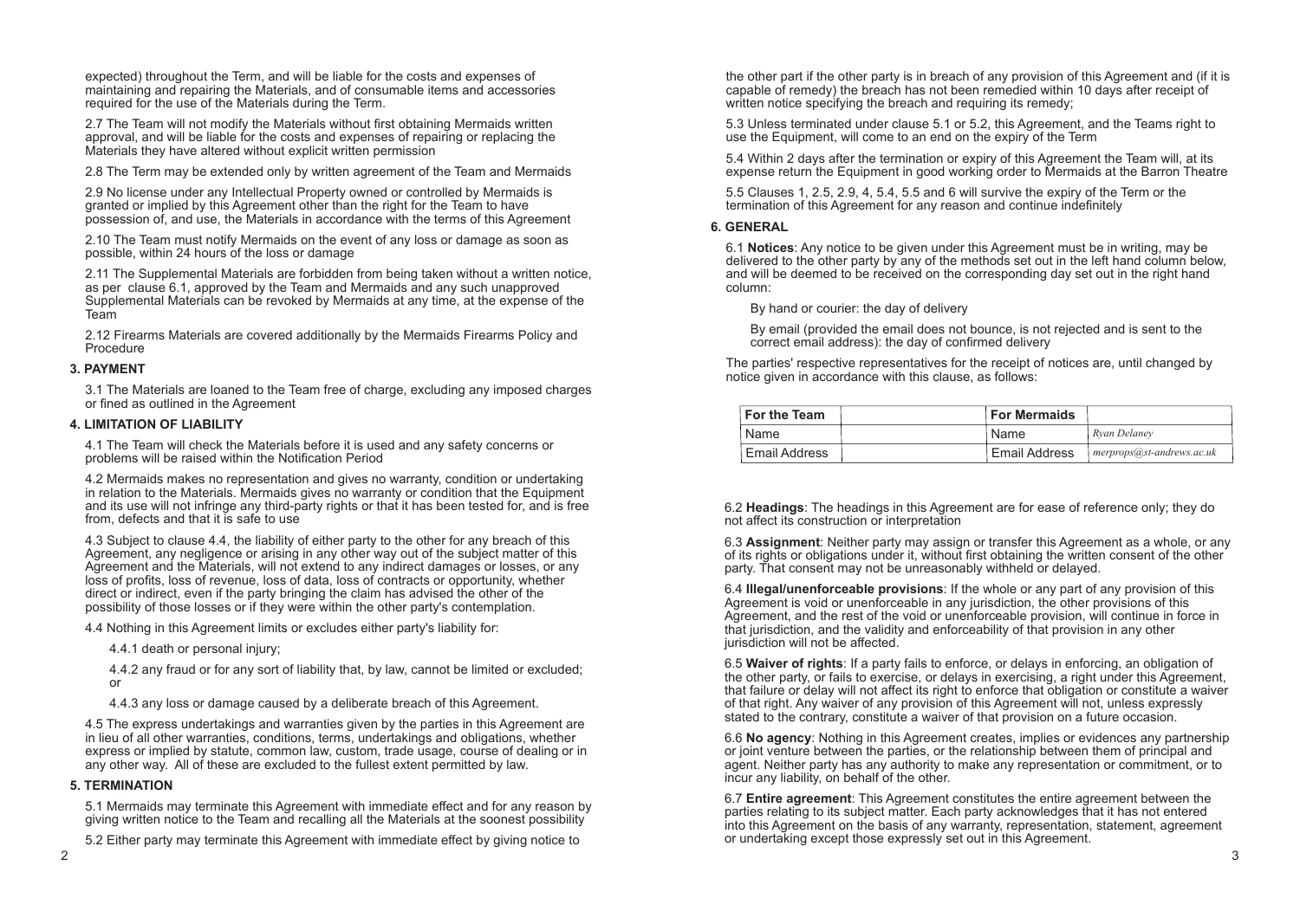expected) throughout the Term, and will be liable for the costs and expenses of maintaining and repairing the Materials, and of consumable items and accessories required for the use of the Materials during the Term.

2.7 The Team will not modify the Materials without first obtaining Mermaids written approval, and will be liable for the costs and expenses of repairing or replacing the Materials they have altered without explicit written permission

2.8 The Term may be extended only by written agreement of the Team and Mermaids

2.9 No license under any Intellectual Property owned or controlled by Mermaids is granted or implied by this Agreement other than the right for the Team to have possession of, and use, the Materials in accordance with the terms of this Agreement

2.10 The Team must notify Mermaids on the event of any loss or damage as soon as possible, within 24 hours of the loss or damage

2.11 The Supplemental Materials are forbidden from being taken without a written notice, as per clause 6.1, approved by the Team and Mermaids and any such unapproved Supplemental Materials can be revoked by Mermaids at any time, at the expense of the Team

2.12 Firearms Materials are covered additionally by the Mermaids Firearms Policy and Procedure

### 3. PAYMENT

3.1 The Materials are loaned to the Team free of charge, excluding any imposed charges or fined as outlined in the Agreement

### 4. LIMITATION OF LIABILITY

4.1 The Team will check the Materials before it is used and any safety concerns or problems will be raised within the Notification Period

4.2 Mermaids makes no representation and gives no warranty, condition or undertaking in relation to the Materials. Mermaids gives no warranty or condition that the Equipment and its use will not infringe any third-party rights or that it has been tested for, and is free from, defects and that it is safe to use

4.3 Subject to clause 4.4, the liability of either party to the other for any breach of this Agreement, any negligence or arising in any other way out of the subject matter of this Agreement and the Materials, will not extend to any indirect damages or losses, or any loss of profits, loss of revenue, loss of data, loss of contracts or opportunity, whether direct or indirect, even if the party bringing the claim has advised the other of the possibility of those losses or if they were within the other party's contemplation.

4.4 Nothing in this Agreement limits or excludes either party's liability for:

4.4.1 death or personal injury;

4.4.2 any fraud or for any sort of liability that, by law, cannot be limited or excluded; or

4.4.3 any loss or damage caused by a deliberate breach of this Agreement.

4.5 The express undertakings and warranties given by the parties in this Agreement are in lieu of all other warranties, conditions, terms, undertakings and obligations, whether express or implied by statute, common law, custom, trade usage, course of dealing or in any other way. All of these are excluded to the fullest extent permitted by law.

### 5. TERMINATION

5.1 Mermaids may terminate this Agreement with immediate effect and for any reason by giving written notice to the Team and recalling all the Materials at the soonest possibility

5.2 Either party may terminate this Agreement with immediate effect by giving notice to the other part if the other party is in breach of any provision of this Agreement and (if it is capable of remedy) the breach has not been remedied within 10 days after receipt of written notice specifying the breach and requiring its remedy;

5.3 Unless terminated under clause 5.1 or 5.2, this Agreement, and the Teams right to use the Equipment, will come to an end on the expiry of the Term

5.4 Within 2 days after the termination or expiry of this Agreement the Team will, at its expense return the Equipment in good working order to Mermaids at the Barron Theatre

5.5 Clauses 1, 2.5, 2.9, 4, 5.4, 5.5 and 6 will survive the expiry of the Term or the termination of this Agreement for any reason and continue indefinitely

### 6. GENERAL

6.1 **Notices**: Any notice to be given under this Agreement must be in writing, may be delivered to the other party by any of the methods set out in the left hand column below, and will be deemed to be received on the corresponding day set out in the right hand column:

By hand or courier: the day of delivery

By email (provided the email does not bounce, is not rejected and is sent to the correct email address): the day of confirmed delivery

The parties' respective representatives for the receipt of notices are, until changed by notice given in accordance with this clause, as follows:

| For the Team | | For Mermaids | |
|---|---|---|---|
| Name | | Name | *Ryan Delaney* |
| Email Address | | Email Address | *merprops@st-andrews.ac.uk* |

6.2 **Headings**: The headings in this Agreement are for ease of reference only; they do not affect its construction or interpretation

6.3 **Assignment**: Neither party may assign or transfer this Agreement as a whole, or any of its rights or obligations under it, without first obtaining the written consent of the other party. That consent may not be unreasonably withheld or delayed.

6.4 **Illegal/unenforceable provisions**: If the whole or any part of any provision of this Agreement is void or unenforceable in any jurisdiction, the other provisions of this Agreement, and the rest of the void or unenforceable provision, will continue in force in that jurisdiction, and the validity and enforceability of that provision in any other jurisdiction will not be affected.

6.5 **Waiver of rights**: If a party fails to enforce, or delays in enforcing, an obligation of the other party, or fails to exercise, or delays in exercising, a right under this Agreement, that failure or delay will not affect its right to enforce that obligation or constitute a waiver of that right. Any waiver of any provision of this Agreement will not, unless expressly stated to the contrary, constitute a waiver of that provision on a future occasion.

6.6 **No agency**: Nothing in this Agreement creates, implies or evidences any partnership or joint venture between the parties, or the relationship between them of principal and agent. Neither party has any authority to make any representation or commitment, or to incur any liability, on behalf of the other.

6.7 **Entire agreement**: This Agreement constitutes the entire agreement between the parties relating to its subject matter. Each party acknowledges that it has not entered into this Agreement on the basis of any warranty, representation, statement, agreement or undertaking except those expressly set out in this Agreement.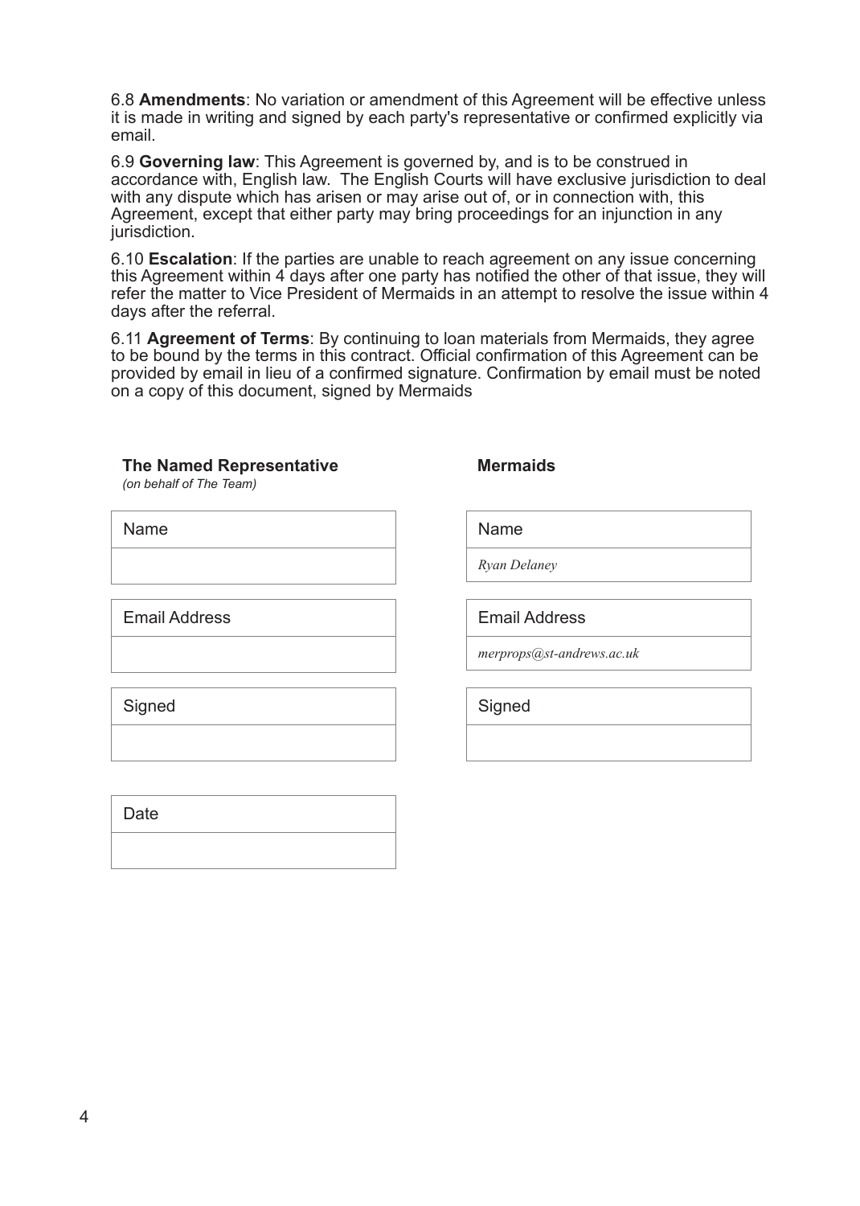6.8 **Amendments**: No variation or amendment of this Agreement will be effective unless it is made in writing and signed by each party's representative or confirmed explicitly via email.

6.9 **Governing law**: This Agreement is governed by, and is to be construed in accordance with, English law. The English Courts will have exclusive jurisdiction to deal with any dispute which has arisen or may arise out of, or in connection with, this Agreement, except that either party may bring proceedings for an injunction in any jurisdiction.

6.10 **Escalation**: If the parties are unable to reach agreement on any issue concerning this Agreement within 4 days after one party has notified the other of that issue, they will refer the matter to Vice President of Mermaids in an attempt to resolve the issue within 4 days after the referral.

6.11 **Agreement of Terms**: By continuing to loan materials from Mermaids, they agree to be bound by the terms in this contract. Official confirmation of this Agreement can be provided by email in lieu of a confirmed signature. Confirmation by email must be noted on a copy of this document, signed by Mermaids

**The Named Representative**
*(on behalf of The Team)*

| Name |
| --- |
| |

| Email Address |
| --- |
| |

| Signed |
| --- |
| |

| Date |
| --- |
| |

**Mermaids**

| Name |
| --- |
| *Ryan Delaney* |

| Email Address |
| --- |
| *merprops@st-andrews.ac.uk* |

| Signed |
| --- |
| |